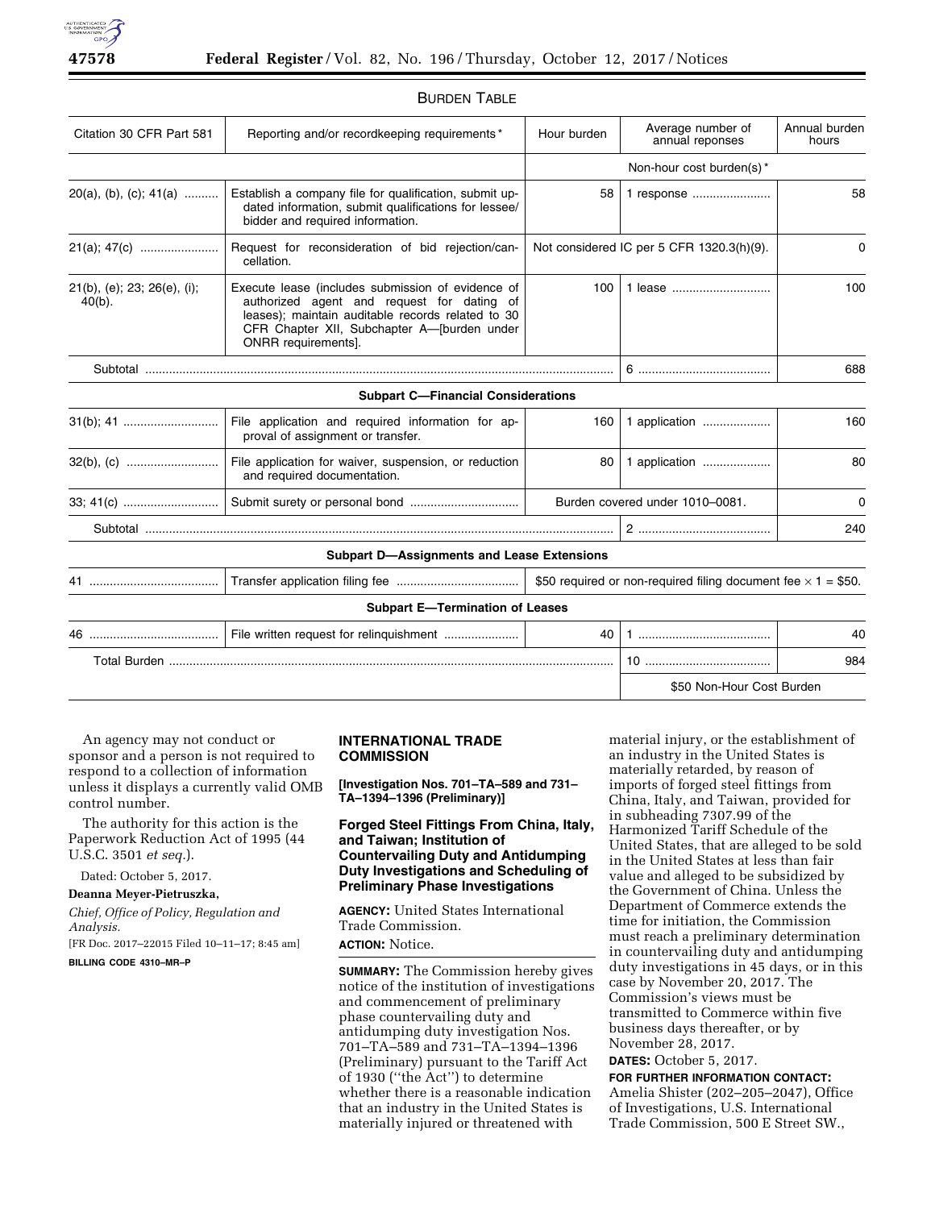BURDEN TABLE

| Citation 30 CFR Part 581 | Reporting and/or recordkeeping requirements* | Hour burden | Average number of annual reponses | Annual burden hours |
|---|---|---|---|---|
| | | Non-hour cost burden(s)* | | |
| 20(a), (b), (c); 41(a) | Establish a company file for qualification, submit updated information, submit qualifications for lessee/bidder and required information. | 58 | 1 response | 58 |
| 21(a); 47(c) | Request for reconsideration of bid rejection/cancellation. | Not considered IC per 5 CFR 1320.3(h)(9). | | 0 |
| 21(b), (e); 23; 26(e), (i); 40(b). | Execute lease (includes submission of evidence of authorized agent and request for dating of leases); maintain auditable records related to 30 CFR Chapter XII, Subchapter A—[burden under ONRR requirements]. | 100 | 1 lease | 100 |
| Subtotal | | | 6 | 688 |
| **Subpart C—Financial Considerations** | | | | |
| 31(b); 41 | File application and required information for approval of assignment or transfer. | 160 | 1 application | 160 |
| 32(b), (c) | File application for waiver, suspension, or reduction and required documentation. | 80 | 1 application | 80 |
| 33; 41(c) | Submit surety or personal bond | Burden covered under 1010–0081. | | 0 |
| Subtotal | | | 2 | 240 |
| **Subpart D—Assignments and Lease Extensions** | | | | |
| 41 | Transfer application filing fee | $50 required or non-required filing document fee × 1 = $50. | | |
| **Subpart E—Termination of Leases** | | | | |
| 46 | File written request for relinquishment | 40 | 1 | 40 |
| Total Burden | | | 10 | 984 |
| | | | $50 Non-Hour Cost Burden | |

An agency may not conduct or sponsor and a person is not required to respond to a collection of information unless it displays a currently valid OMB control number.

The authority for this action is the Paperwork Reduction Act of 1995 (44 U.S.C. 3501 *et seq.*).

Dated: October 5, 2017.

**Deanna Meyer-Pietruszka,**

*Chief, Office of Policy, Regulation and Analysis.*

[FR Doc. 2017–22015 Filed 10–11–17; 8:45 am]

**BILLING CODE 4310–MR–P**

## INTERNATIONAL TRADE COMMISSION

**[Investigation Nos. 701–TA–589 and 731–TA–1394–1396 (Preliminary)]**

### Forged Steel Fittings From China, Italy, and Taiwan; Institution of Countervailing Duty and Antidumping Duty Investigations and Scheduling of Preliminary Phase Investigations

**AGENCY:** United States International Trade Commission.

**ACTION:** Notice.

**SUMMARY:** The Commission hereby gives notice of the institution of investigations and commencement of preliminary phase countervailing duty and antidumping duty investigation Nos. 701–TA–589 and 731–TA–1394–1396 (Preliminary) pursuant to the Tariff Act of 1930 (''the Act'') to determine whether there is a reasonable indication that an industry in the United States is materially injured or threatened with material injury, or the establishment of an industry in the United States is materially retarded, by reason of imports of forged steel fittings from China, Italy, and Taiwan, provided for in subheading 7307.99 of the Harmonized Tariff Schedule of the United States, that are alleged to be sold in the United States at less than fair value and alleged to be subsidized by the Government of China. Unless the Department of Commerce extends the time for initiation, the Commission must reach a preliminary determination in countervailing duty and antidumping duty investigations in 45 days, or in this case by November 20, 2017. The Commission's views must be transmitted to Commerce within five business days thereafter, or by November 28, 2017.

**DATES:** October 5, 2017.

**FOR FURTHER INFORMATION CONTACT:** Amelia Shister (202–205–2047), Office of Investigations, U.S. International Trade Commission, 500 E Street SW.,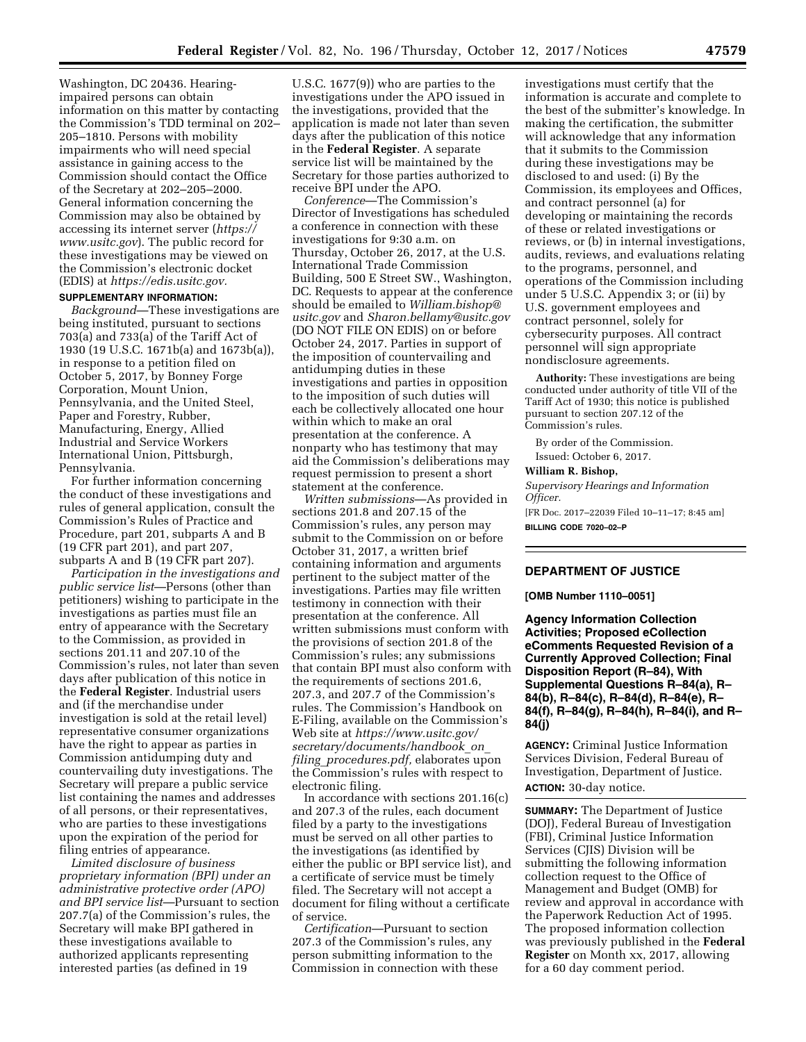Washington, DC 20436. Hearing-impaired persons can obtain information on this matter by contacting the Commission's TDD terminal on 202–205–1810. Persons with mobility impairments who will need special assistance in gaining access to the Commission should contact the Office of the Secretary at 202–205–2000. General information concerning the Commission may also be obtained by accessing its internet server (*https://www.usitc.gov*). The public record for these investigations may be viewed on the Commission's electronic docket (EDIS) at *https://edis.usitc.gov.*

**SUPPLEMENTARY INFORMATION:**

*Background*—These investigations are being instituted, pursuant to sections 703(a) and 733(a) of the Tariff Act of 1930 (19 U.S.C. 1671b(a) and 1673b(a)), in response to a petition filed on October 5, 2017, by Bonney Forge Corporation, Mount Union, Pennsylvania, and the United Steel, Paper and Forestry, Rubber, Manufacturing, Energy, Allied Industrial and Service Workers International Union, Pittsburgh, Pennsylvania.

For further information concerning the conduct of these investigations and rules of general application, consult the Commission's Rules of Practice and Procedure, part 201, subparts A and B (19 CFR part 201), and part 207, subparts A and B (19 CFR part 207).

*Participation in the investigations and public service list*—Persons (other than petitioners) wishing to participate in the investigations as parties must file an entry of appearance with the Secretary to the Commission, as provided in sections 201.11 and 207.10 of the Commission's rules, not later than seven days after publication of this notice in the **Federal Register**. Industrial users and (if the merchandise under investigation is sold at the retail level) representative consumer organizations have the right to appear as parties in Commission antidumping duty and countervailing duty investigations. The Secretary will prepare a public service list containing the names and addresses of all persons, or their representatives, who are parties to these investigations upon the expiration of the period for filing entries of appearance.

*Limited disclosure of business proprietary information (BPI) under an administrative protective order (APO) and BPI service list*—Pursuant to section 207.7(a) of the Commission's rules, the Secretary will make BPI gathered in these investigations available to authorized applicants representing interested parties (as defined in 19 U.S.C. 1677(9)) who are parties to the investigations under the APO issued in the investigations, provided that the application is made not later than seven days after the publication of this notice in the **Federal Register**. A separate service list will be maintained by the Secretary for those parties authorized to receive BPI under the APO.

*Conference*—The Commission's Director of Investigations has scheduled a conference in connection with these investigations for 9:30 a.m. on Thursday, October 26, 2017, at the U.S. International Trade Commission Building, 500 E Street SW., Washington, DC. Requests to appear at the conference should be emailed to *William.bishop@usitc.gov* and *Sharon.bellamy@usitc.gov* (DO NOT FILE ON EDIS) on or before October 24, 2017. Parties in support of the imposition of countervailing and antidumping duties in these investigations and parties in opposition to the imposition of such duties will each be collectively allocated one hour within which to make an oral presentation at the conference. A nonparty who has testimony that may aid the Commission's deliberations may request permission to present a short statement at the conference.

*Written submissions*—As provided in sections 201.8 and 207.15 of the Commission's rules, any person may submit to the Commission on or before October 31, 2017, a written brief containing information and arguments pertinent to the subject matter of the investigations. Parties may file written testimony in connection with their presentation at the conference. All written submissions must conform with the provisions of section 201.8 of the Commission's rules; any submissions that contain BPI must also conform with the requirements of sections 201.6, 207.3, and 207.7 of the Commission's rules. The Commission's Handbook on E-Filing, available on the Commission's Web site at *https://www.usitc.gov/secretary/documents/handbook_on_filing_procedures.pdf,* elaborates upon the Commission's rules with respect to electronic filing.

In accordance with sections 201.16(c) and 207.3 of the rules, each document filed by a party to the investigations must be served on all other parties to the investigations (as identified by either the public or BPI service list), and a certificate of service must be timely filed. The Secretary will not accept a document for filing without a certificate of service.

*Certification*—Pursuant to section 207.3 of the Commission's rules, any person submitting information to the Commission in connection with these investigations must certify that the information is accurate and complete to the best of the submitter's knowledge. In making the certification, the submitter will acknowledge that any information that it submits to the Commission during these investigations may be disclosed to and used: (i) By the Commission, its employees and Offices, and contract personnel (a) for developing or maintaining the records of these or related investigations or reviews, or (b) in internal investigations, audits, reviews, and evaluations relating to the programs, personnel, and operations of the Commission including under 5 U.S.C. Appendix 3; or (ii) by U.S. government employees and contract personnel, solely for cybersecurity purposes. All contract personnel will sign appropriate nondisclosure agreements.

**Authority:** These investigations are being conducted under authority of title VII of the Tariff Act of 1930; this notice is published pursuant to section 207.12 of the Commission's rules.

By order of the Commission.

Issued: October 6, 2017.

**William R. Bishop,**

*Supervisory Hearings and Information Officer.*

[FR Doc. 2017–22039 Filed 10–11–17; 8:45 am]

**BILLING CODE 7020–02–P**

## DEPARTMENT OF JUSTICE

**[OMB Number 1110–0051]**

### Agency Information Collection Activities; Proposed eCollection eComments Requested Revision of a Currently Approved Collection; Final Disposition Report (R–84), With Supplemental Questions R–84(a), R–84(b), R–84(c), R–84(d), R–84(e), R–84(f), R–84(g), R–84(h), R–84(i), and R–84(j)

**AGENCY:** Criminal Justice Information Services Division, Federal Bureau of Investigation, Department of Justice.

**ACTION:** 30-day notice.

**SUMMARY:** The Department of Justice (DOJ), Federal Bureau of Investigation (FBI), Criminal Justice Information Services (CJIS) Division will be submitting the following information collection request to the Office of Management and Budget (OMB) for review and approval in accordance with the Paperwork Reduction Act of 1995. The proposed information collection was previously published in the **Federal Register** on Month xx, 2017, allowing for a 60 day comment period.